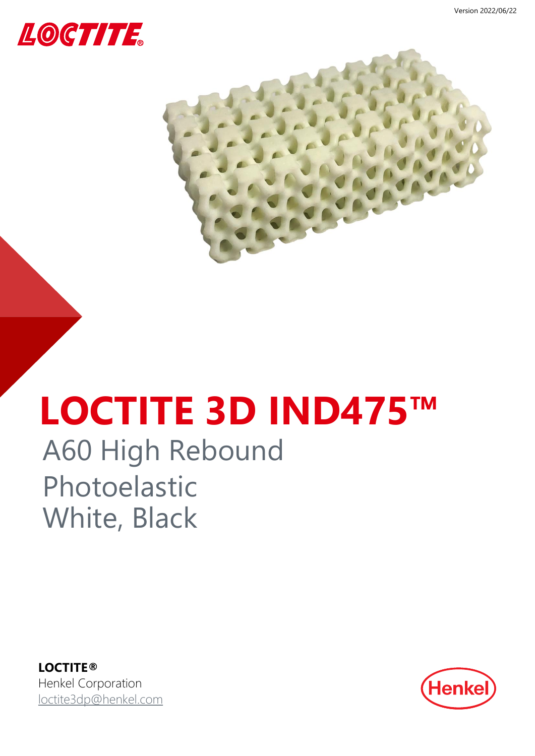Version 2022/06/22

LOCTITE

# LOCTITE 3D IND475™

## A60 High Rebound
## Photoelastic
## White, Black

**LOCTITE®**
Henkel Corporation
loctite3dp@henkel.com

Henkel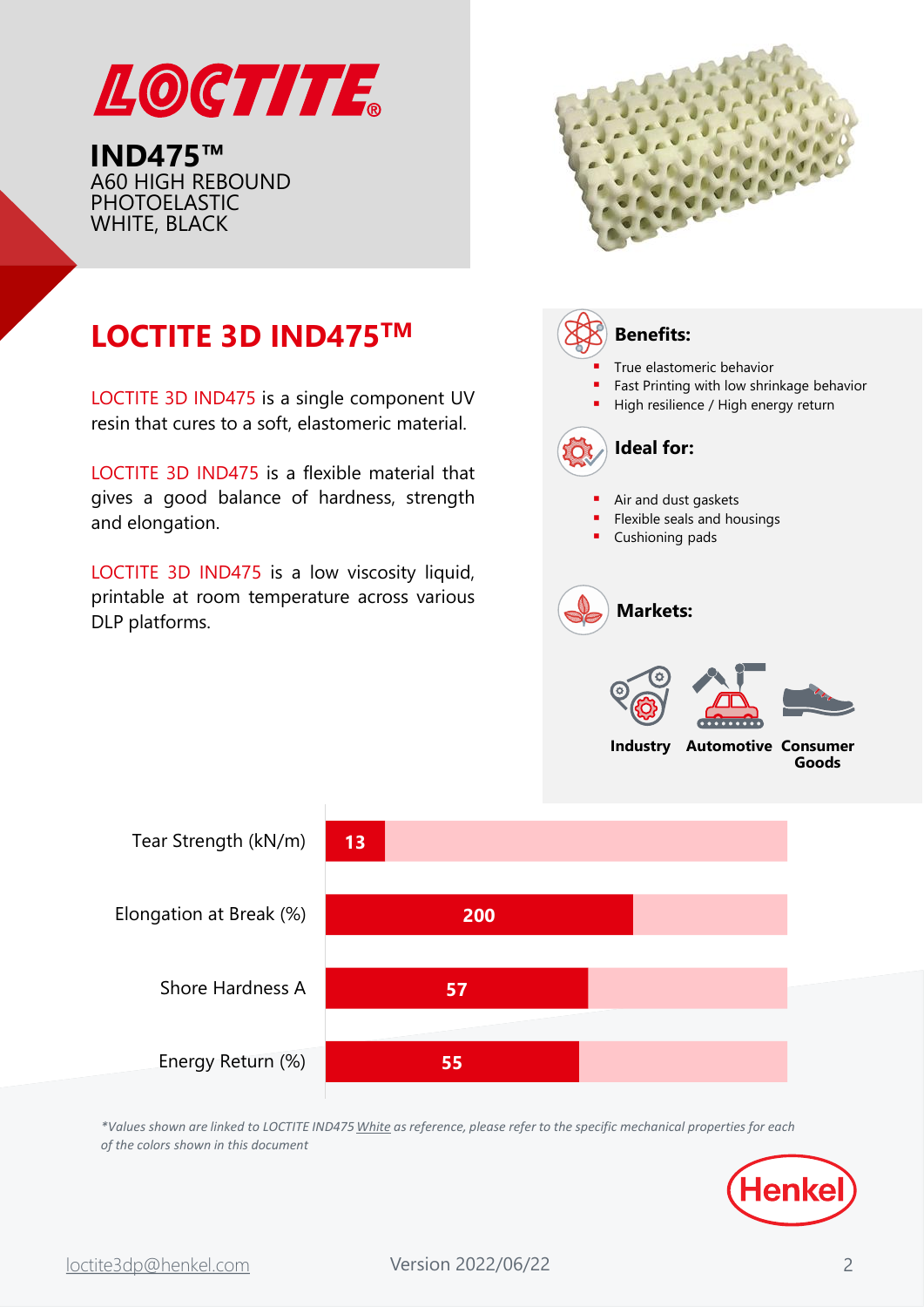# LOCTITE

**IND475™**
A60 HIGH REBOUND PHOTOELASTIC
WHITE, BLACK

## LOCTITE 3D IND475™

LOCTITE 3D IND475 is a single component UV resin that cures to a soft, elastomeric material.

LOCTITE 3D IND475 is a flexible material that gives a good balance of hardness, strength and elongation.

LOCTITE 3D IND475 is a low viscosity liquid, printable at room temperature across various DLP platforms.

### Benefits:

- True elastomeric behavior
- Fast Printing with low shrinkage behavior
- High resilience / High energy return

### Ideal for:

- Air and dust gaskets
- Flexible seals and housings
- Cushioning pads

### Markets:

Industry | Automotive | Consumer Goods

| Property | Value |
|---|---|
| Tear Strength (kN/m) | 13 |
| Elongation at Break (%) | 200 |
| Shore Hardness A | 57 |
| Energy Return (%) | 55 |

*\*Values shown are linked to LOCTITE IND475 White as reference, please refer to the specific mechanical properties for each of the colors shown in this document*

Henkel

loctite3dp@henkel.com

Version 2022/06/22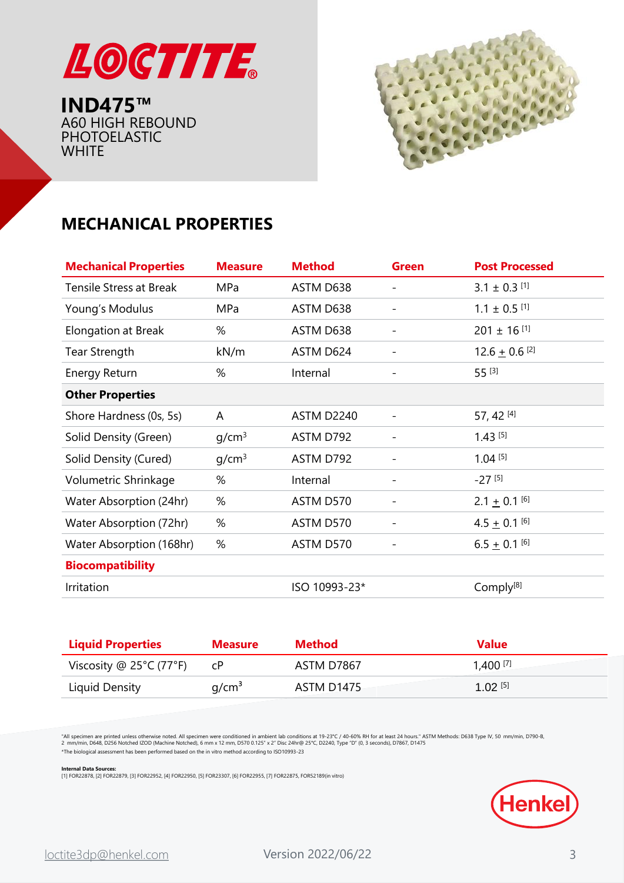# LOCTITE

**IND475™**
A60 HIGH REBOUND
PHOTOELASTIC
WHITE

## MECHANICAL PROPERTIES

| Mechanical Properties | Measure | Method | Green | Post Processed |
|---|---|---|---|---|
| Tensile Stress at Break | MPa | ASTM D638 | - | 3.1 ± 0.3 [1] |
| Young's Modulus | MPa | ASTM D638 | - | 1.1 ± 0.5 [1] |
| Elongation at Break | % | ASTM D638 | - | 201 ± 16 [1] |
| Tear Strength | kN/m | ASTM D624 | - | 12.6 ± 0.6 [2] |
| Energy Return | % | Internal | - | 55 [3] |
| **Other Properties** | | | | |
| Shore Hardness (0s, 5s) | A | ASTM D2240 | - | 57, 42 [4] |
| Solid Density (Green) | $g/cm^3$ | ASTM D792 | - | 1.43 [5] |
| Solid Density (Cured) | $g/cm^3$ | ASTM D792 | - | 1.04 [5] |
| Volumetric Shrinkage | % | Internal | - | -27 [5] |
| Water Absorption (24hr) | % | ASTM D570 | - | 2.1 ± 0.1 [6] |
| Water Absorption (72hr) | % | ASTM D570 | - | 4.5 ± 0.1 [6] |
| Water Absorption (168hr) | % | ASTM D570 | - | 6.5 ± 0.1 [6] |
| **Biocompatibility** | | | | |
| Irritation | | ISO 10993-23* | | Comply[8] |

| Liquid Properties | Measure | Method | Value |
|---|---|---|---|
| Viscosity @ 25°C (77°F) | cP | ASTM D7867 | 1,400 [7] |
| Liquid Density | $g/cm^3$ | ASTM D1475 | 1.02 [5] |

"All specimen are printed unless otherwise noted. All specimen were conditioned in ambient lab conditions at 19-23°C / 40-60% RH for at least 24 hours." ASTM Methods: D638 Type IV, 50 mm/min, D790-B, 2 mm/min, D648, D256 Notched IZOD (Machine Notched), 6 mm x 12 mm, D570 0.125" x 2" Disc 24hr@ 25°C, D2240, Type "D" (0, 3 seconds), D7867, D1475

*The biological assessment has been performed based on the in vitro method according to ISO10993-23

**Internal Data Sources:**
[1] FOR22878, [2] FOR22879, [3] FOR22952, [4] FOR22950, [5] FOR23307, [6] FOR22955, [7] FOR22875, FOR52189(in vitro)

Henkel

loctite3dp@henkel.com    Version 2022/06/22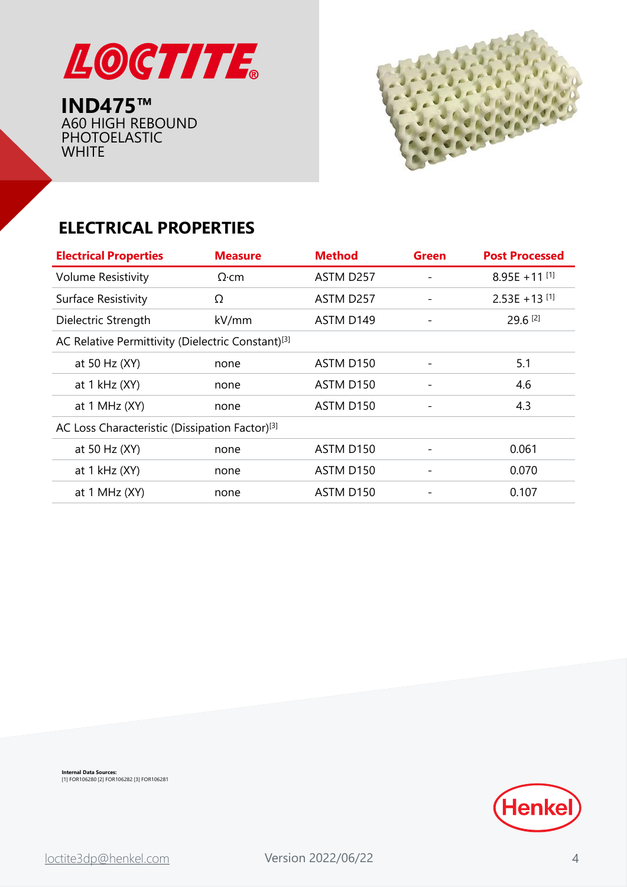# IND475™

A60 HIGH REBOUND PHOTOELASTIC WHITE

## ELECTRICAL PROPERTIES

| Electrical Properties | Measure | Method | Green | Post Processed |
|---|---|---|---|---|
| Volume Resistivity | Ω·cm | ASTM D257 | - | 8.95E +11 [1] |
| Surface Resistivity | Ω | ASTM D257 | - | 2.53E +13 [1] |
| Dielectric Strength | kV/mm | ASTM D149 | - | 29.6 [2] |
| AC Relative Permittivity (Dielectric Constant)[3] | | | | |
| at 50 Hz (XY) | none | ASTM D150 | - | 5.1 |
| at 1 kHz (XY) | none | ASTM D150 | - | 4.6 |
| at 1 MHz (XY) | none | ASTM D150 | - | 4.3 |
| AC Loss Characteristic (Dissipation Factor)[3] | | | | |
| at 50 Hz (XY) | none | ASTM D150 | - | 0.061 |
| at 1 kHz (XY) | none | ASTM D150 | - | 0.070 |
| at 1 MHz (XY) | none | ASTM D150 | - | 0.107 |

**Internal Data Sources:**
[1] FOR106280 [2] FOR106282 [3] FOR106281

loctite3dp@henkel.com

Version 2022/06/22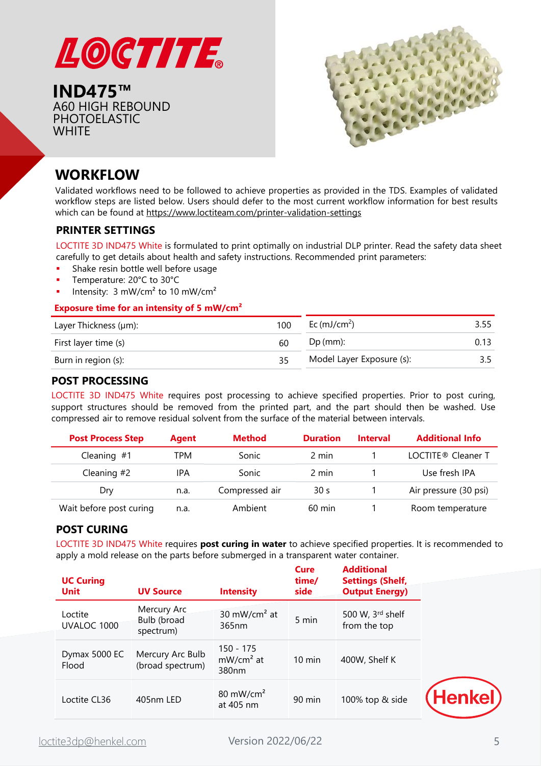# IND475™

A60 HIGH REBOUND PHOTOELASTIC WHITE

## WORKFLOW

Validated workflows need to be followed to achieve properties as provided in the TDS. Examples of validated workflow steps are listed below. Users should defer to the most current workflow information for best results which can be found at https://www.loctiteam.com/printer-validation-settings

### PRINTER SETTINGS

LOCTITE 3D IND475 White is formulated to print optimally on industrial DLP printer. Read the safety data sheet carefully to get details about health and safety instructions. Recommended print parameters:

- Shake resin bottle well before usage
- Temperature: 20°C to 30°C
- Intensity: 3 mW/cm² to 10 mW/cm²

**Exposure time for an intensity of 5 mW/cm²**

| Parameter | Value | Parameter | Value |
|---|---|---|---|
| Layer Thickness (µm): | 100 | Ec (mJ/cm²) | 3.55 |
| First layer time (s) | 60 | Dp (mm): | 0.13 |
| Burn in region (s): | 35 | Model Layer Exposure (s): | 3.5 |

### POST PROCESSING

LOCTITE 3D IND475 White requires post processing to achieve specified properties. Prior to post curing, support structures should be removed from the printed part, and the part should then be washed. Use compressed air to remove residual solvent from the surface of the material between intervals.

| Post Process Step | Agent | Method | Duration | Interval | Additional Info |
|---|---|---|---|---|---|
| Cleaning #1 | TPM | Sonic | 2 min | 1 | LOCTITE® Cleaner T |
| Cleaning #2 | IPA | Sonic | 2 min | 1 | Use fresh IPA |
| Dry | n.a. | Compressed air | 30 s | 1 | Air pressure (30 psi) |
| Wait before post curing | n.a. | Ambient | 60 min | 1 | Room temperature |

### POST CURING

LOCTITE 3D IND475 White requires **post curing in water** to achieve specified properties. It is recommended to apply a mold release on the parts before submerged in a transparent water container.

| UC Curing Unit | UV Source | Intensity | Cure time/ side | Additional Settings (Shelf, Output Energy) |
|---|---|---|---|---|
| Loctite UVALOC 1000 | Mercury Arc Bulb (broad spectrum) | 30 mW/cm² at 365nm | 5 min | 500 W, 3rd shelf from the top |
| Dymax 5000 EC Flood | Mercury Arc Bulb (broad spectrum) | 150 - 175 mW/cm² at 380nm | 10 min | 400W, Shelf K |
| Loctite CL36 | 405nm LED | 80 mW/cm² at 405 nm | 90 min | 100% top & side |

loctite3dp@henkel.com

Version 2022/06/22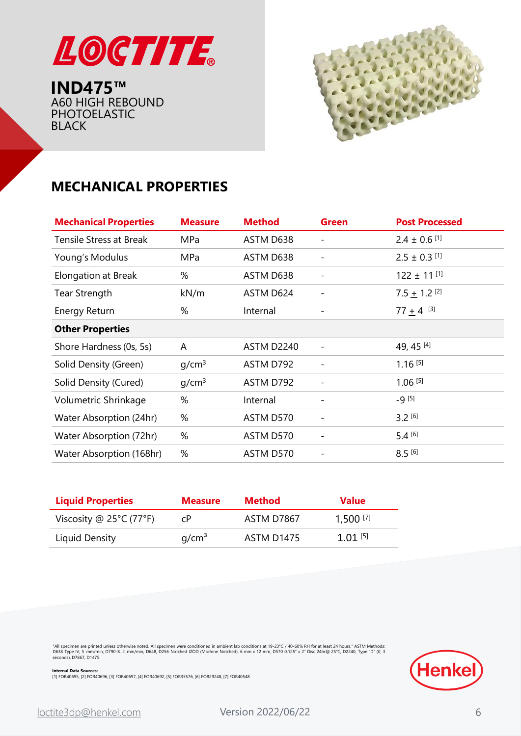# LOCTITE

**IND475™**
A60 HIGH REBOUND PHOTOELASTIC BLACK

## MECHANICAL PROPERTIES

| Mechanical Properties | Measure | Method | Green | Post Processed |
|---|---|---|---|---|
| Tensile Stress at Break | MPa | ASTM D638 | - | 2.4 ± 0.6 [1] |
| Young's Modulus | MPa | ASTM D638 | - | 2.5 ± 0.3 [1] |
| Elongation at Break | % | ASTM D638 | - | 122 ± 11 [1] |
| Tear Strength | kN/m | ASTM D624 | - | 7.5 ± 1.2 [2] |
| Energy Return | % | Internal | - | 77 ± 4 [3] |
| **Other Properties** | | | | |
| Shore Hardness (0s, 5s) | A | ASTM D2240 | - | 49, 45 [4] |
| Solid Density (Green) | g/cm³ | ASTM D792 | - | 1.16 [5] |
| Solid Density (Cured) | g/cm³ | ASTM D792 | - | 1.06 [5] |
| Volumetric Shrinkage | % | Internal | - | -9 [5] |
| Water Absorption (24hr) | % | ASTM D570 | - | 3.2 [6] |
| Water Absorption (72hr) | % | ASTM D570 | - | 5.4 [6] |
| Water Absorption (168hr) | % | ASTM D570 | - | 8.5 [6] |

| Liquid Properties | Measure | Method | Value |
|---|---|---|---|
| Viscosity @ 25°C (77°F) | cP | ASTM D7867 | 1,500 [7] |
| Liquid Density | g/cm³ | ASTM D1475 | 1.01 [5] |

"All specimen are printed unless otherwise noted. All specimen were conditioned in ambient lab conditions at 19-23°C / 40-60% RH for at least 24 hours." ASTM Methods: D638 Type IV, 5 mm/min, D790-B, 2 mm/min, D648, D256 Notched IZOD (Machine Notched), 6 mm x 12 mm, D570 0.125" x 2" Disc 24hr@ 25°C, D2240, Type "D" (0, 3 seconds), D7867, D1475

**Internal Data Sources:**
[1] FOR40695, [2] FOR40696, [3] FOR40697, [4] FOR40692, [5] FOR35576, [6] FOR29248, [7] FOR40548

Henkel

loctite3dp@henkel.com Version 2022/06/22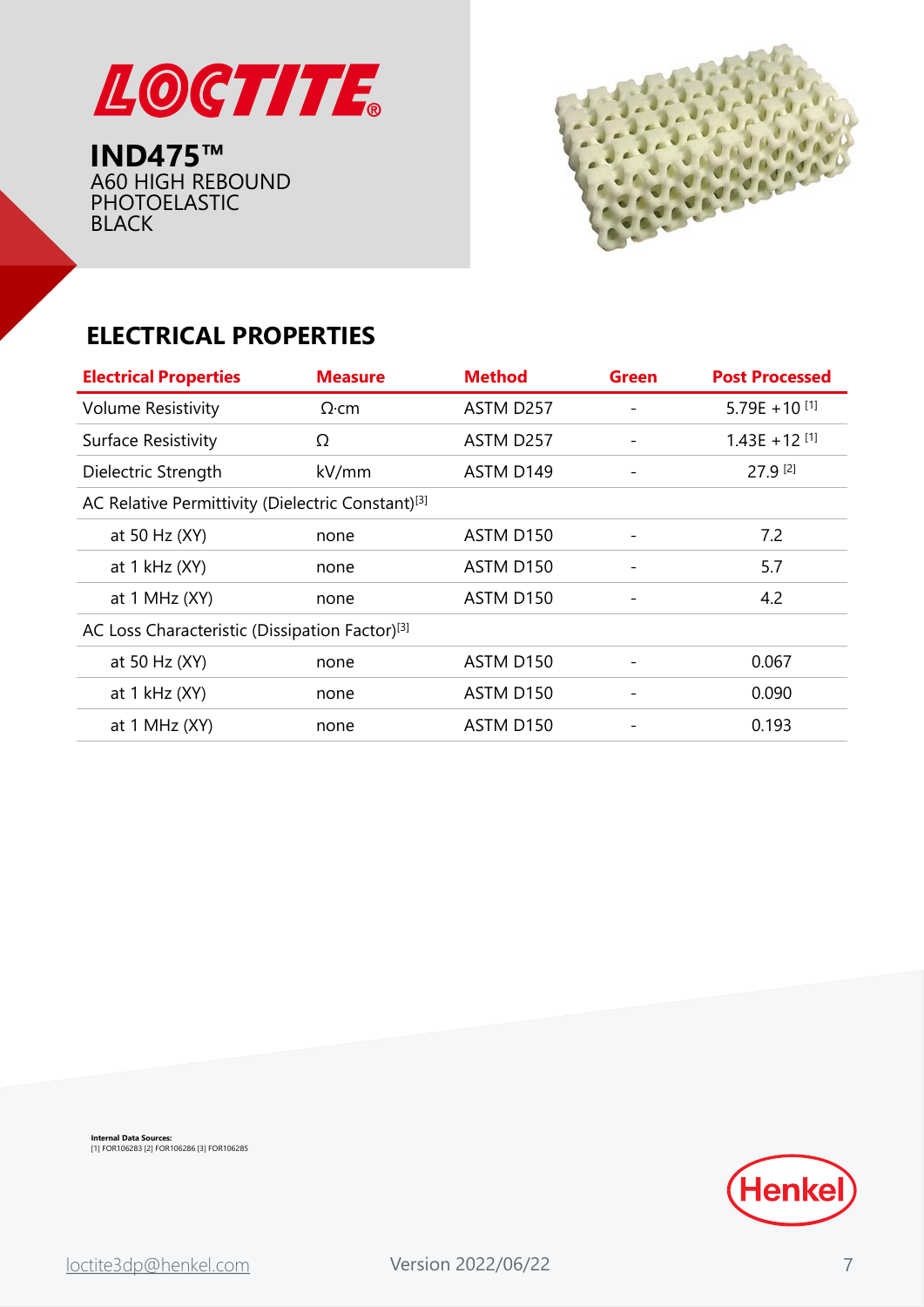# LOCTITE

**IND475™**
A60 HIGH REBOUND
PHOTOELASTIC
BLACK

## ELECTRICAL PROPERTIES

| Electrical Properties | Measure | Method | Green | Post Processed |
|---|---|---|---|---|
| Volume Resistivity | Ω·cm | ASTM D257 | - | 5.79E +10 [1] |
| Surface Resistivity | Ω | ASTM D257 | - | 1.43E +12 [1] |
| Dielectric Strength | kV/mm | ASTM D149 | - | 27.9 [2] |
| AC Relative Permittivity (Dielectric Constant)[3] | | | | |
| at 50 Hz (XY) | none | ASTM D150 | - | 7.2 |
| at 1 kHz (XY) | none | ASTM D150 | - | 5.7 |
| at 1 MHz (XY) | none | ASTM D150 | - | 4.2 |
| AC Loss Characteristic (Dissipation Factor)[3] | | | | |
| at 50 Hz (XY) | none | ASTM D150 | - | 0.067 |
| at 1 kHz (XY) | none | ASTM D150 | - | 0.090 |
| at 1 MHz (XY) | none | ASTM D150 | - | 0.193 |

**Internal Data Sources:**
[1] FOR106283 [2] FOR106286 [3] FOR106285

Henkel

loctite3dp@henkel.com

Version 2022/06/22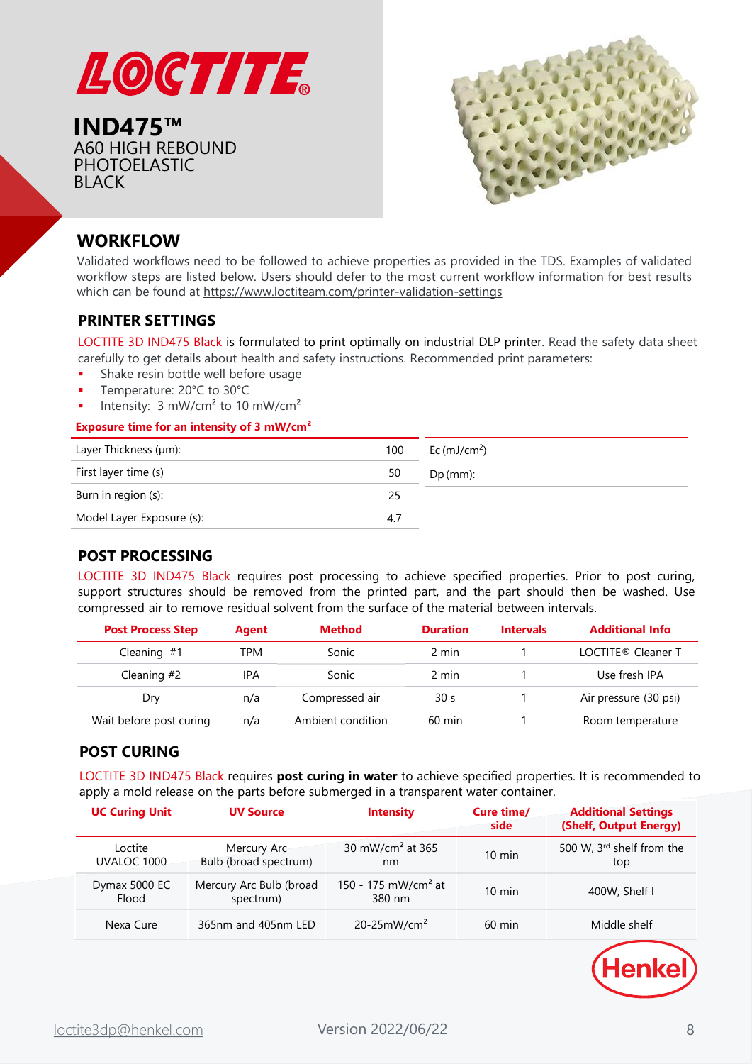# LOCTITE

**IND475™**
A60 HIGH REBOUND PHOTOELASTIC BLACK

## WORKFLOW

Validated workflows need to be followed to achieve properties as provided in the TDS. Examples of validated workflow steps are listed below. Users should defer to the most current workflow information for best results which can be found at https://www.loctiteam.com/printer-validation-settings

### PRINTER SETTINGS

LOCTITE 3D IND475 Black is formulated to print optimally on industrial DLP printer. Read the safety data sheet carefully to get details about health and safety instructions. Recommended print parameters:

- Shake resin bottle well before usage
- Temperature: 20°C to 30°C
- Intensity: 3 mW/cm² to 10 mW/cm²

**Exposure time for an intensity of 3 mW/cm²**

| Parameter | Value |
|---|---|
| Layer Thickness (µm): | 100 |
| First layer time (s) | 50 |
| Burn in region (s): | 25 |
| Model Layer Exposure (s): | 4.7 |

| Parameter | Value |
|---|---|
| Ec (mJ/cm²) | |
| Dp (mm): | |

### POST PROCESSING

LOCTITE 3D IND475 Black requires post processing to achieve specified properties. Prior to post curing, support structures should be removed from the printed part, and the part should then be washed. Use compressed air to remove residual solvent from the surface of the material between intervals.

| Post Process Step | Agent | Method | Duration | Intervals | Additional Info |
|---|---|---|---|---|---|
| Cleaning #1 | TPM | Sonic | 2 min | 1 | LOCTITE® Cleaner T |
| Cleaning #2 | IPA | Sonic | 2 min | 1 | Use fresh IPA |
| Dry | n/a | Compressed air | 30 s | 1 | Air pressure (30 psi) |
| Wait before post curing | n/a | Ambient condition | 60 min | 1 | Room temperature |

### POST CURING

LOCTITE 3D IND475 Black requires **post curing in water** to achieve specified properties. It is recommended to apply a mold release on the parts before submerged in a transparent water container.

| UC Curing Unit | UV Source | Intensity | Cure time/ side | Additional Settings (Shelf, Output Energy) |
|---|---|---|---|---|
| Loctite UVALOC 1000 | Mercury Arc Bulb (broad spectrum) | 30 mW/cm² at 365 nm | 10 min | 500 W, 3rd shelf from the top |
| Dymax 5000 EC Flood | Mercury Arc Bulb (broad spectrum) | 150 - 175 mW/cm² at 380 nm | 10 min | 400W, Shelf I |
| Nexa Cure | 365nm and 405nm LED | 20-25mW/cm² | 60 min | Middle shelf |

Henkel

loctite3dp@henkel.com Version 2022/06/22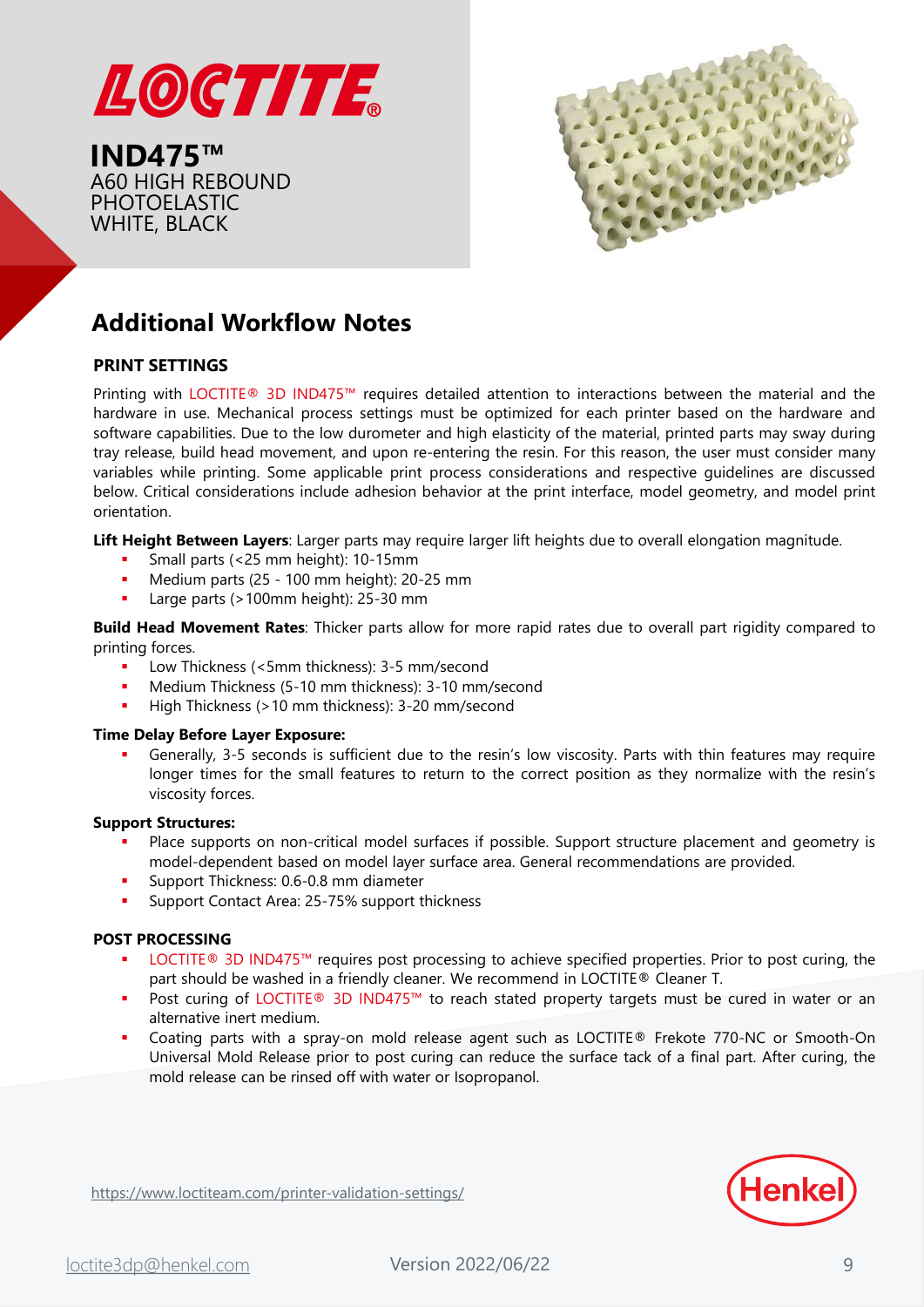**IND475™**
A60 HIGH REBOUND
PHOTOELASTIC
WHITE, BLACK

## Additional Workflow Notes

### PRINT SETTINGS

Printing with LOCTITE® 3D IND475™ requires detailed attention to interactions between the material and the hardware in use. Mechanical process settings must be optimized for each printer based on the hardware and software capabilities. Due to the low durometer and high elasticity of the material, printed parts may sway during tray release, build head movement, and upon re-entering the resin. For this reason, the user must consider many variables while printing. Some applicable print process considerations and respective guidelines are discussed below. Critical considerations include adhesion behavior at the print interface, model geometry, and model print orientation.

**Lift Height Between Layers**: Larger parts may require larger lift heights due to overall elongation magnitude.

- Small parts (<25 mm height): 10-15mm
- Medium parts (25 - 100 mm height): 20-25 mm
- Large parts (>100mm height): 25-30 mm

**Build Head Movement Rates**: Thicker parts allow for more rapid rates due to overall part rigidity compared to printing forces.

- Low Thickness (<5mm thickness): 3-5 mm/second
- Medium Thickness (5-10 mm thickness): 3-10 mm/second
- High Thickness (>10 mm thickness): 3-20 mm/second

**Time Delay Before Layer Exposure:**

- Generally, 3-5 seconds is sufficient due to the resin's low viscosity. Parts with thin features may require longer times for the small features to return to the correct position as they normalize with the resin's viscosity forces.

**Support Structures:**

- Place supports on non-critical model surfaces if possible. Support structure placement and geometry is model-dependent based on model layer surface area. General recommendations are provided.
- Support Thickness: 0.6-0.8 mm diameter
- Support Contact Area: 25-75% support thickness

### POST PROCESSING

- LOCTITE® 3D IND475™ requires post processing to achieve specified properties. Prior to post curing, the part should be washed in a friendly cleaner. We recommend in LOCTITE® Cleaner T.
- Post curing of LOCTITE® 3D IND475™ to reach stated property targets must be cured in water or an alternative inert medium.
- Coating parts with a spray-on mold release agent such as LOCTITE® Frekote 770-NC or Smooth-On Universal Mold Release prior to post curing can reduce the surface tack of a final part. After curing, the mold release can be rinsed off with water or Isopropanol.

https://www.loctiteam.com/printer-validation-settings/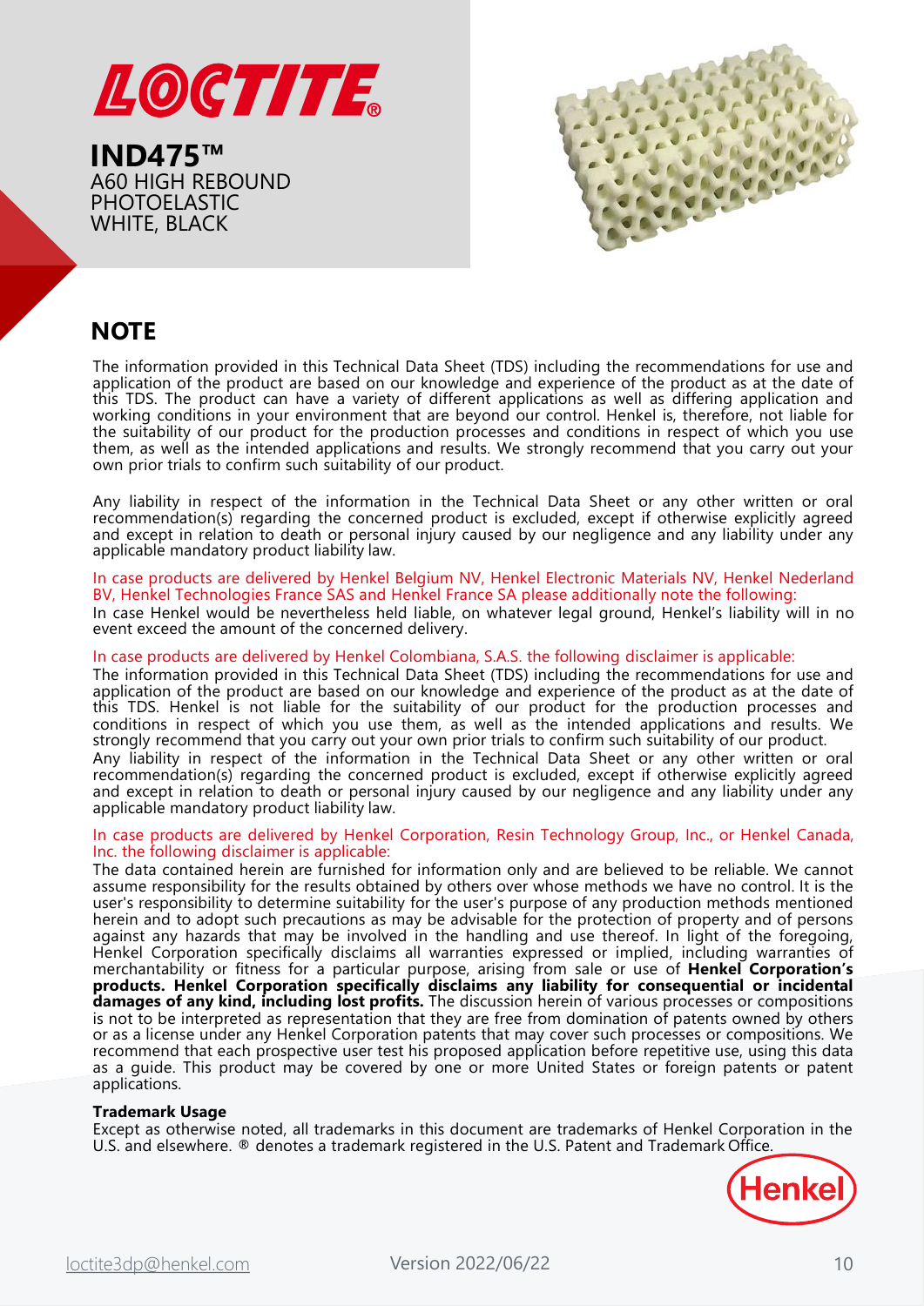LOCTITE®

**IND475™**
A60 HIGH REBOUND
PHOTOELASTIC
WHITE, BLACK

## NOTE

The information provided in this Technical Data Sheet (TDS) including the recommendations for use and application of the product are based on our knowledge and experience of the product as at the date of this TDS. The product can have a variety of different applications as well as differing application and working conditions in your environment that are beyond our control. Henkel is, therefore, not liable for the suitability of our product for the production processes and conditions in respect of which you use them, as well as the intended applications and results. We strongly recommend that you carry out your own prior trials to confirm such suitability of our product.

Any liability in respect of the information in the Technical Data Sheet or any other written or oral recommendation(s) regarding the concerned product is excluded, except if otherwise explicitly agreed and except in relation to death or personal injury caused by our negligence and any liability under any applicable mandatory product liability law.

In case products are delivered by Henkel Belgium NV, Henkel Electronic Materials NV, Henkel Nederland BV, Henkel Technologies France SAS and Henkel France SA please additionally note the following:
In case Henkel would be nevertheless held liable, on whatever legal ground, Henkel's liability will in no event exceed the amount of the concerned delivery.

In case products are delivered by Henkel Colombiana, S.A.S. the following disclaimer is applicable:
The information provided in this Technical Data Sheet (TDS) including the recommendations for use and application of the product are based on our knowledge and experience of the product as at the date of this TDS. Henkel is not liable for the suitability of our product for the production processes and conditions in respect of which you use them, as well as the intended applications and results. We strongly recommend that you carry out your own prior trials to confirm such suitability of our product.
Any liability in respect of the information in the Technical Data Sheet or any other written or oral recommendation(s) regarding the concerned product is excluded, except if otherwise explicitly agreed and except in relation to death or personal injury caused by our negligence and any liability under any applicable mandatory product liability law.

In case products are delivered by Henkel Corporation, Resin Technology Group, Inc., or Henkel Canada, Inc. the following disclaimer is applicable:
The data contained herein are furnished for information only and are believed to be reliable. We cannot assume responsibility for the results obtained by others over whose methods we have no control. It is the user's responsibility to determine suitability for the user's purpose of any production methods mentioned herein and to adopt such precautions as may be advisable for the protection of property and of persons against any hazards that may be involved in the handling and use thereof. In light of the foregoing, Henkel Corporation specifically disclaims all warranties expressed or implied, including warranties of merchantability or fitness for a particular purpose, arising from sale or use of **Henkel Corporation's products. Henkel Corporation specifically disclaims any liability for consequential or incidental damages of any kind, including lost profits.** The discussion herein of various processes or compositions is not to be interpreted as representation that they are free from domination of patents owned by others or as a license under any Henkel Corporation patents that may cover such processes or compositions. We recommend that each prospective user test his proposed application before repetitive use, using this data as a guide. This product may be covered by one or more United States or foreign patents or patent applications.

**Trademark Usage**
Except as otherwise noted, all trademarks in this document are trademarks of Henkel Corporation in the U.S. and elsewhere. ® denotes a trademark registered in the U.S. Patent and Trademark Office.

Henkel

loctite3dp@henkel.com Version 2022/06/22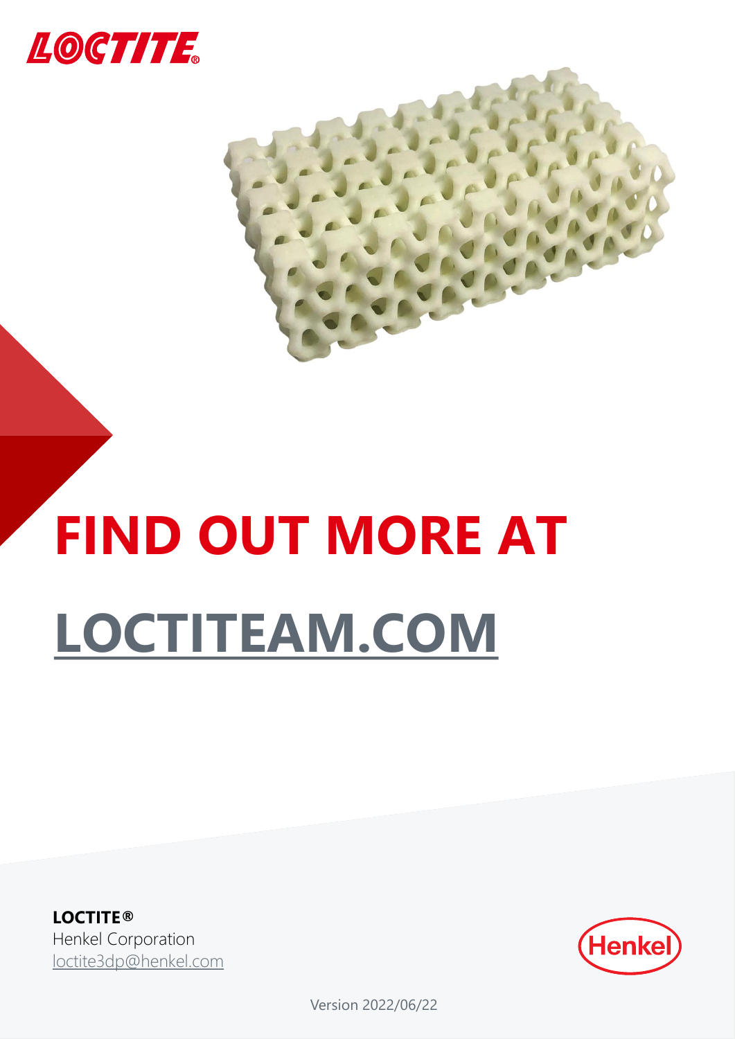# FIND OUT MORE AT

# LOCTITEAM.COM

**LOCTITE®**
Henkel Corporation
loctite3dp@henkel.com

Version 2022/06/22